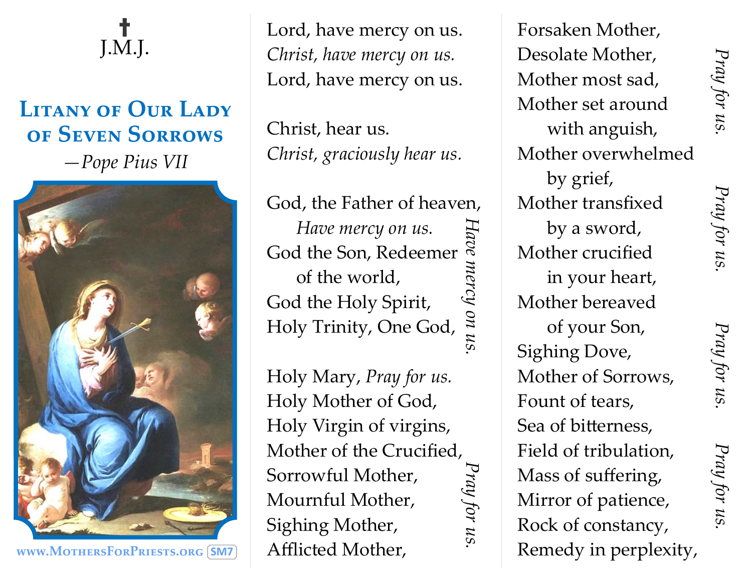✝
J.M.J.

# Litany of Our Lady of Seven Sorrows

*—Pope Pius VII*

www.MothersForPriests.org SM7

Lord, have mercy on us.
*Christ, have mercy on us.*
Lord, have mercy on us.

Christ, hear us.
*Christ, graciously hear us.*

God, the Father of heaven,
*Have mercy on us.*
God the Son, Redeemer of the world,
God the Holy Spirit,
Holy Trinity, One God,

*Have mercy on us.*

Holy Mary, *Pray for us.*
Holy Mother of God,
Holy Virgin of virgins,
Mother of the Crucified,
Sorrowful Mother,
Mournful Mother,
Sighing Mother,
Afflicted Mother,

*Pray for us.*

Forsaken Mother,
Desolate Mother,
Mother most sad,
Mother set around with anguish,
Mother overwhelmed by grief,
Mother transfixed by a sword,
Mother crucified in your heart,
Mother bereaved of your Son,
Sighing Dove,
Mother of Sorrows,
Fount of tears,
Sea of bitterness,
Field of tribulation,
Mass of suffering,
Mirror of patience,
Rock of constancy,
Remedy in perplexity,

*Pray for us.*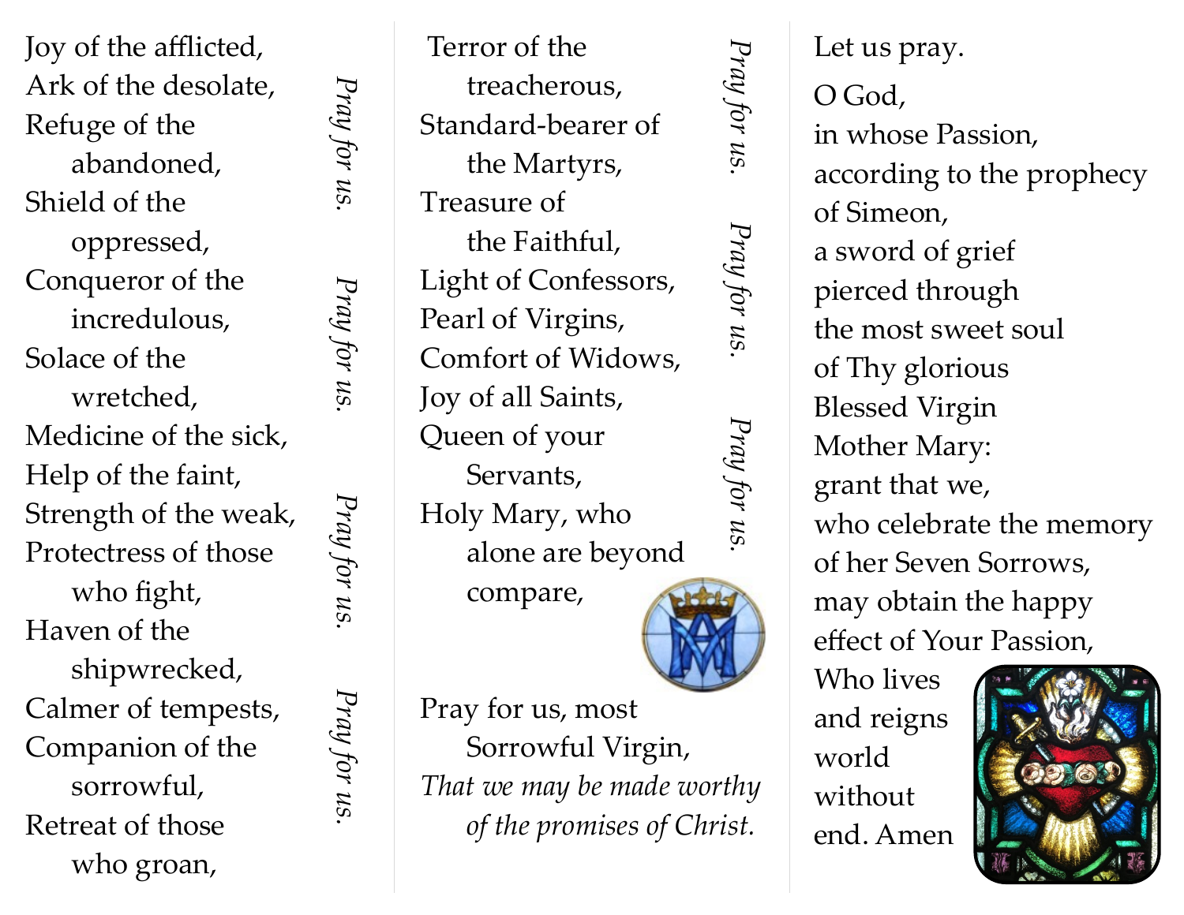Joy of the afflicted,
Ark of the desolate,
Refuge of the abandoned,
Shield of the oppressed,
*Pray for us.*

Conqueror of the incredulous,
Solace of the wretched,
Medicine of the sick,
*Pray for us.*

Help of the faint,
Strength of the weak,
Protectress of those who fight,
Haven of the shipwrecked,
*Pray for us.*

Calmer of tempests,
Companion of the sorrowful,
Retreat of those who groan,
*Pray for us.*

Terror of the treacherous,
Standard-bearer of the Martyrs,
Treasure of the Faithful,
*Pray for us.*

Light of Confessors,
Pearl of Virgins,
Comfort of Widows,
*Pray for us.*

Joy of all Saints,
Queen of your Servants,
Holy Mary, who alone are beyond compare,
*Pray for us.*

Pray for us, most Sorrowful Virgin,
*That we may be made worthy of the promises of Christ.*

Let us pray.

O God,
in whose Passion,
according to the prophecy of Simeon,
a sword of grief
pierced through
the most sweet soul
of Thy glorious
Blessed Virgin
Mother Mary:
grant that we,
who celebrate the memory
of her Seven Sorrows,
may obtain the happy
effect of Your Passion,
Who lives
and reigns
world
without
end. Amen